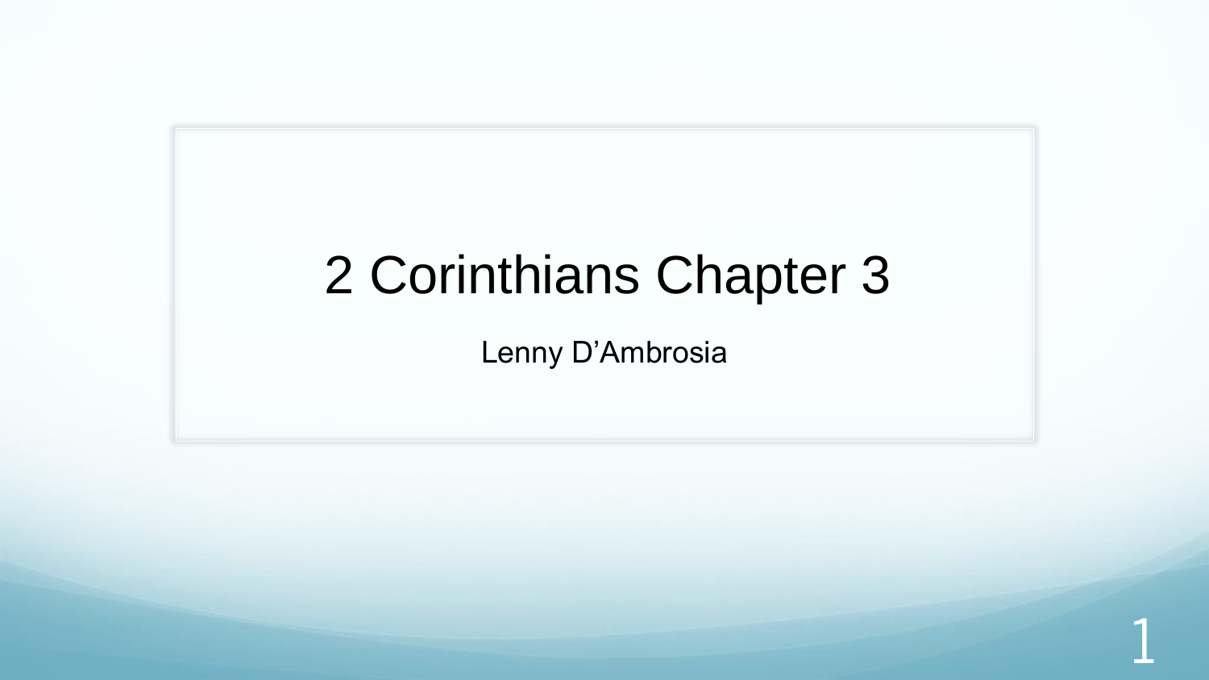# 2 Corinthians Chapter 3

Lenny D'Ambrosia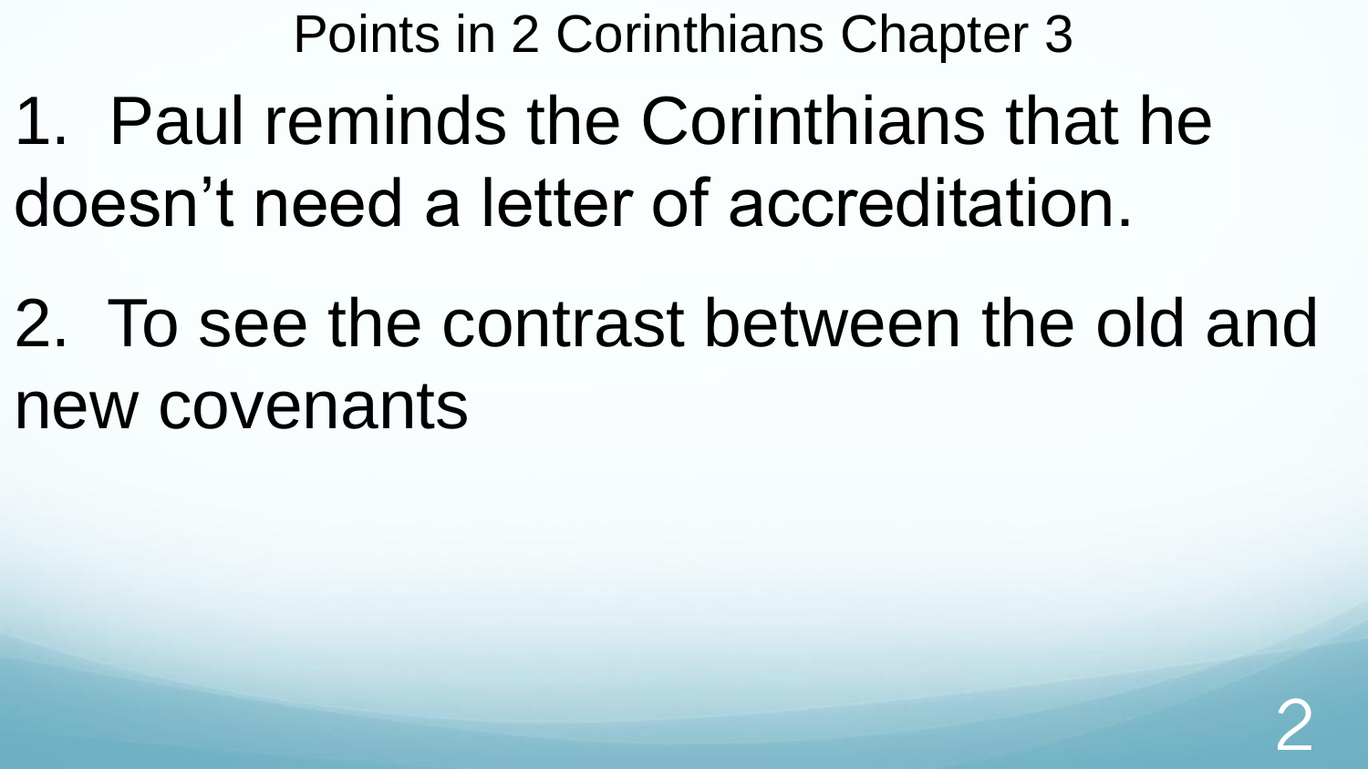# Points in 2 Corinthians Chapter 3

1. Paul reminds the Corinthians that he doesn't need a letter of accreditation.

2. To see the contrast between the old and new covenants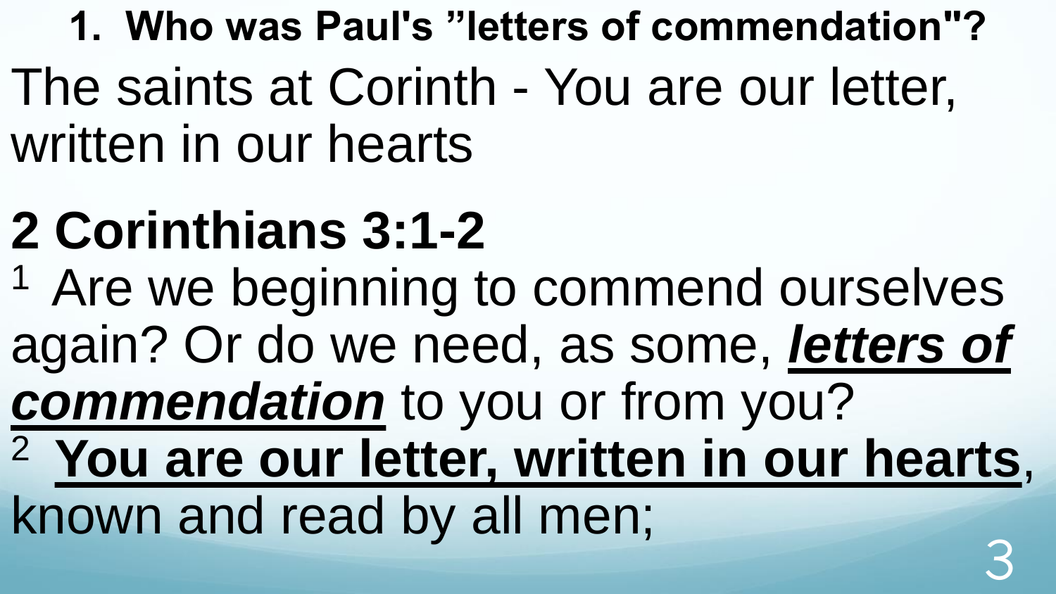## 1. Who was Paul's "letters of commendation"?

The saints at Corinth - You are our letter, written in our hearts

## 2 Corinthians 3:1-2

[1] Are we beginning to commend ourselves again? Or do we need, as some, ***letters of commendation*** to you or from you?
[2] **You are our letter, written in our hearts**, known and read by all men;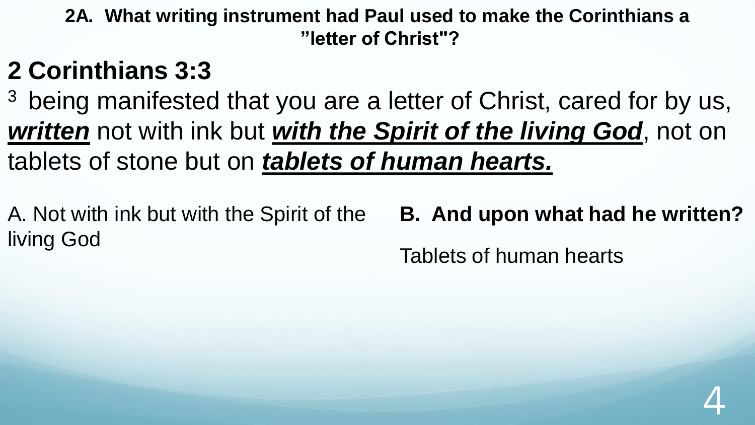**2A. What writing instrument had Paul used to make the Corinthians a "letter of Christ"?**

## 2 Corinthians 3:3

[3] being manifested that you are a letter of Christ, cared for by us, ***written*** not with ink but ***with the Spirit of the living God***, not on tablets of stone but on ***tablets of human hearts.***

A. Not with ink but with the Spirit of the living God

**B. And upon what had he written?**

Tablets of human hearts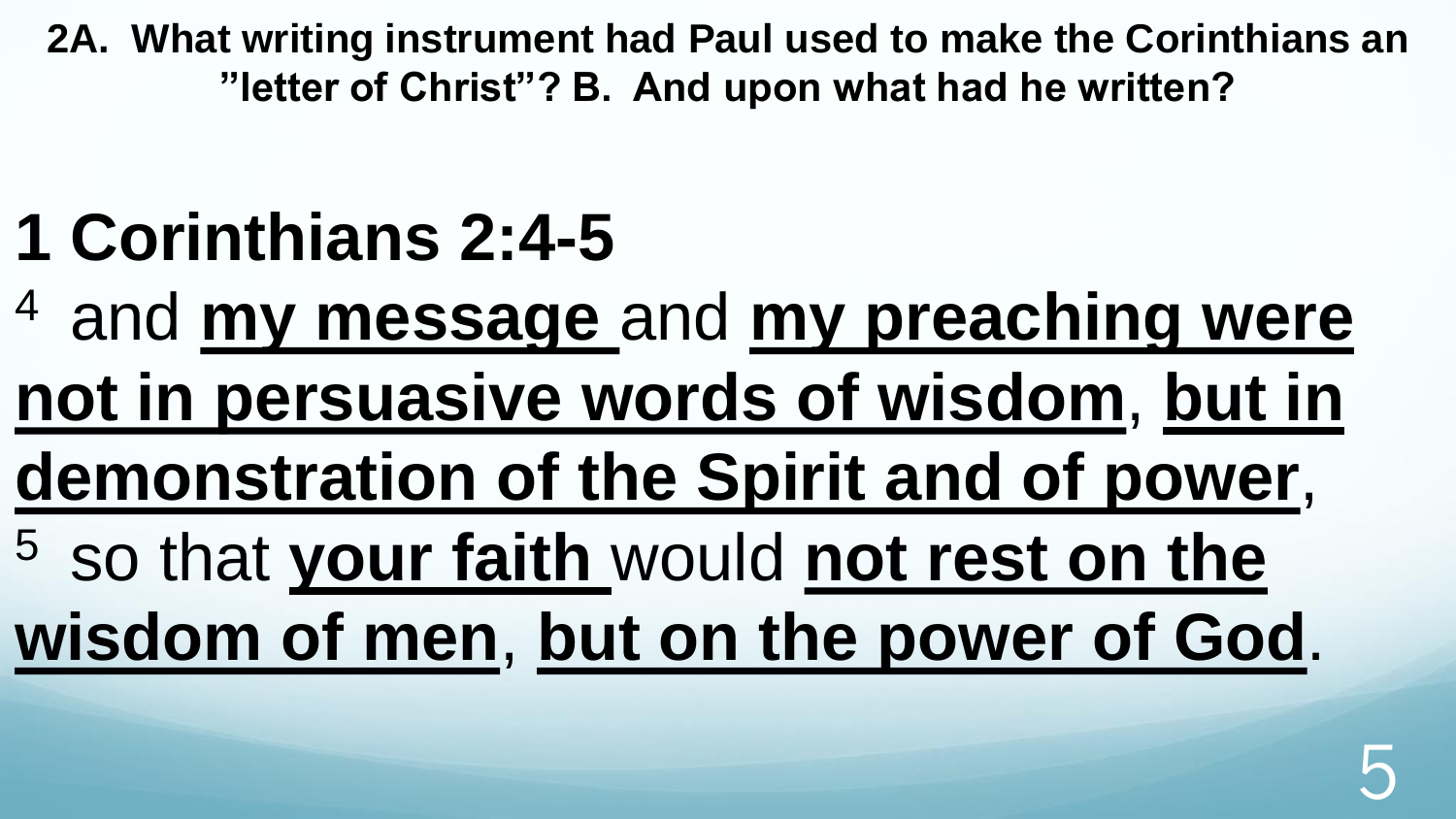**2A. What writing instrument had Paul used to make the Corinthians an "letter of Christ"? B. And upon what had he written?**

# 1 Corinthians 2:4-5

[4] and **my message** and **my preaching were not in persuasive words of wisdom**, **but in demonstration of the Spirit and of power**,
[5] so that **your faith** would **not rest on the wisdom of men**, **but on the power of God**.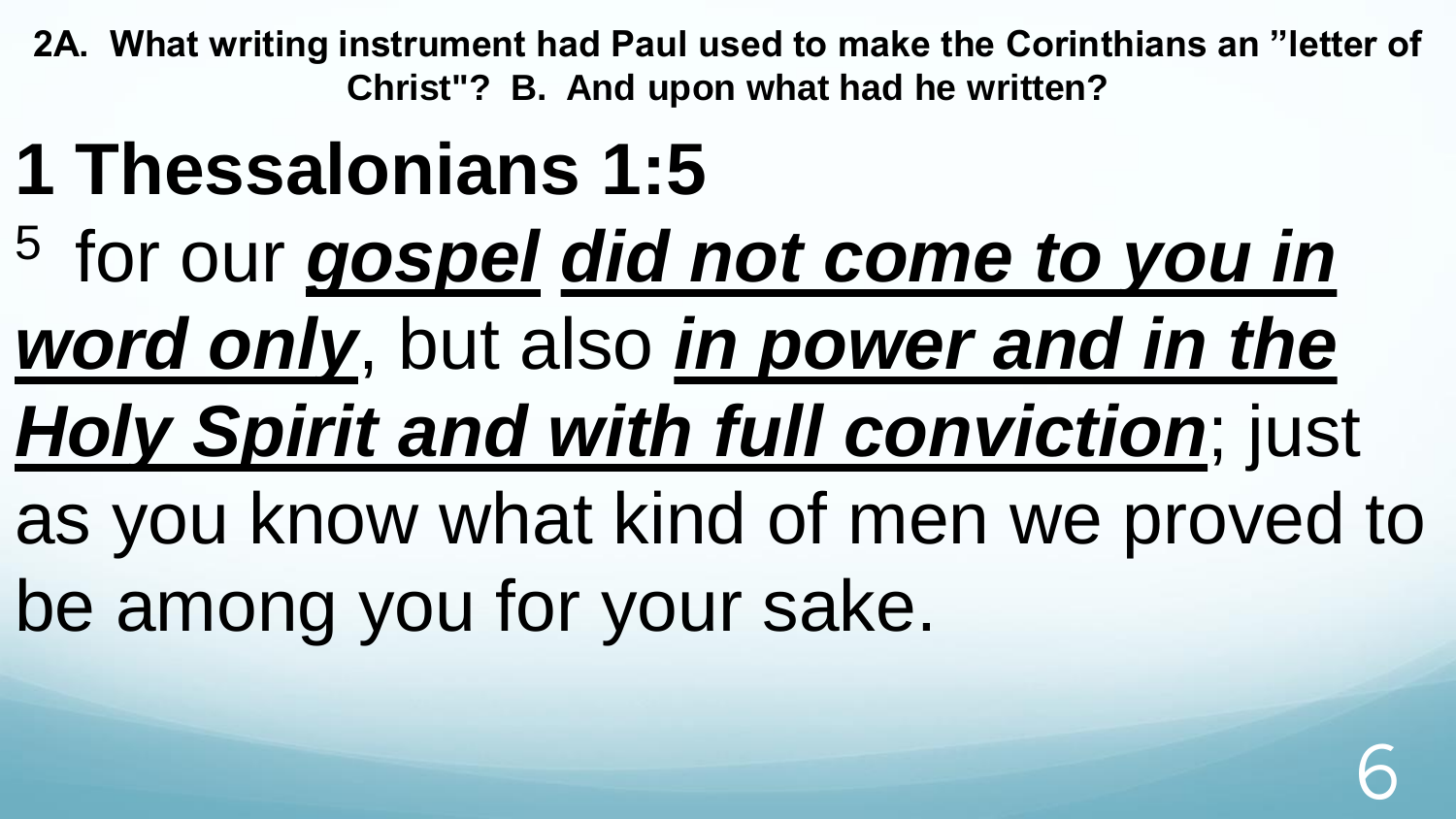**2A. What writing instrument had Paul used to make the Corinthians an "letter of Christ"? B. And upon what had he written?**

# 1 Thessalonians 1:5

[5] for our ***gospel*** ***did not come to you in word only***, but also ***in power and in the Holy Spirit and with full conviction***; just as you know what kind of men we proved to be among you for your sake.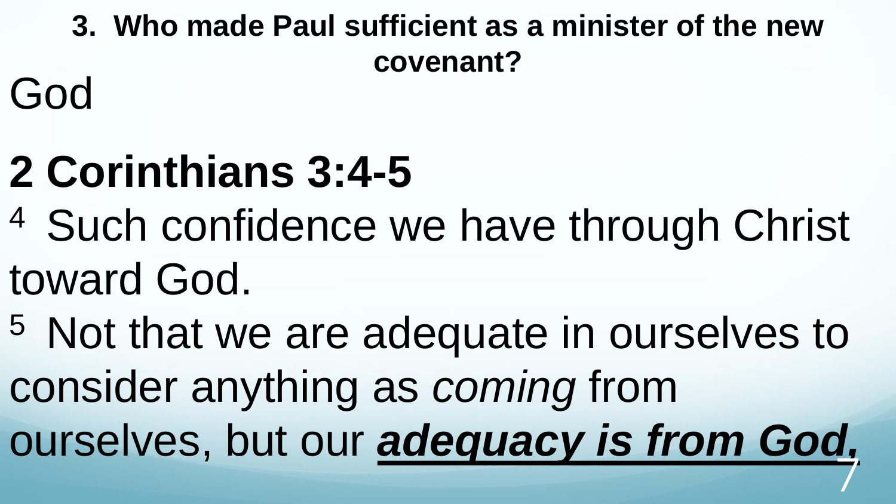**3. Who made Paul sufficient as a minister of the new covenant?**

God

# 2 Corinthians 3:4-5

[4] Such confidence we have through Christ toward God.

[5] Not that we are adequate in ourselves to consider anything as *coming* from ourselves, but our ***adequacy is from God,***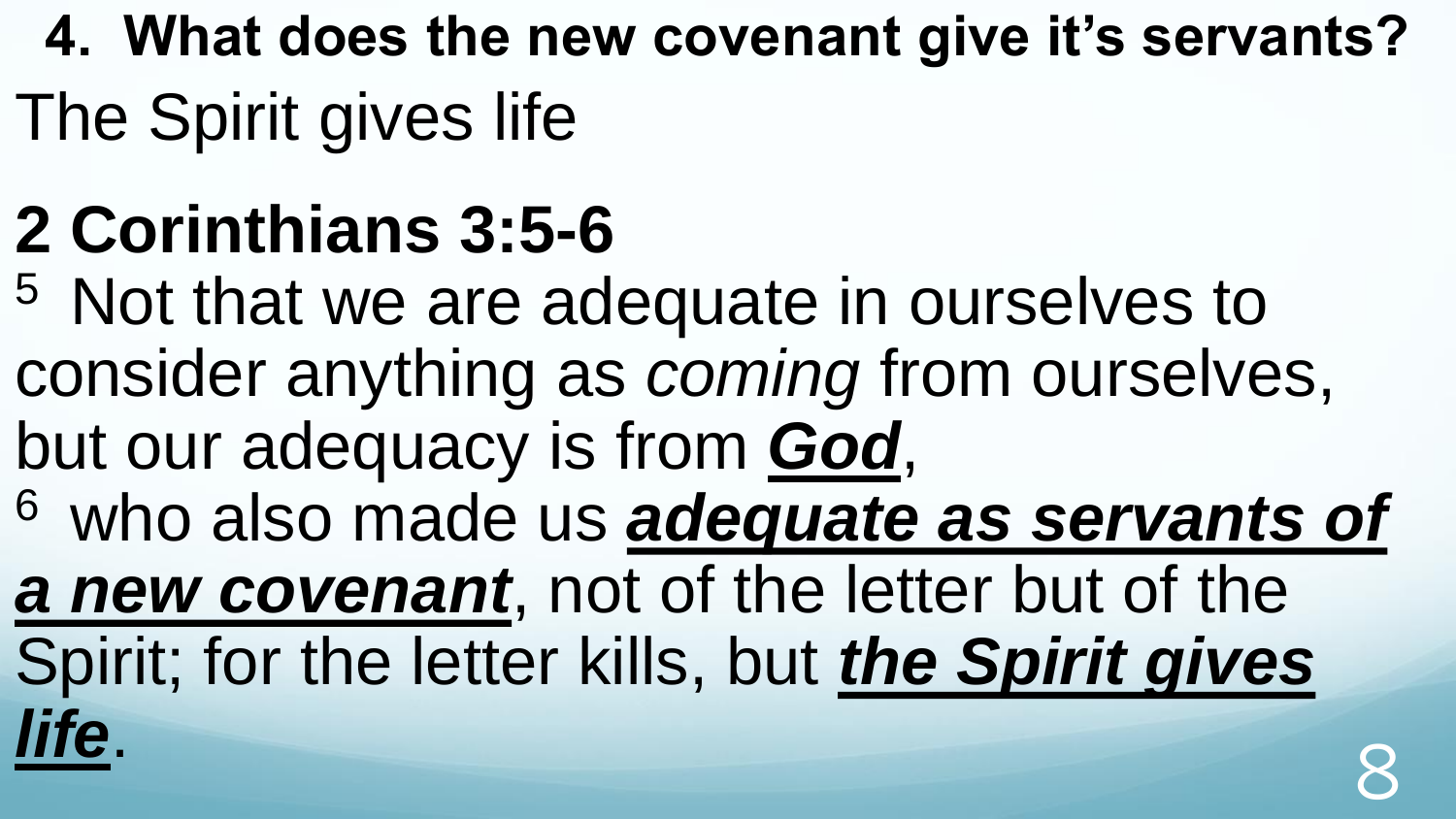**4. What does the new covenant give it's servants?**

The Spirit gives life

## 2 Corinthians 3:5-6

[5] Not that we are adequate in ourselves to consider anything as *coming* from ourselves, but our adequacy is from ***God***,

[6] who also made us ***adequate as servants of a new covenant***, not of the letter but of the Spirit; for the letter kills, but ***the Spirit gives life***.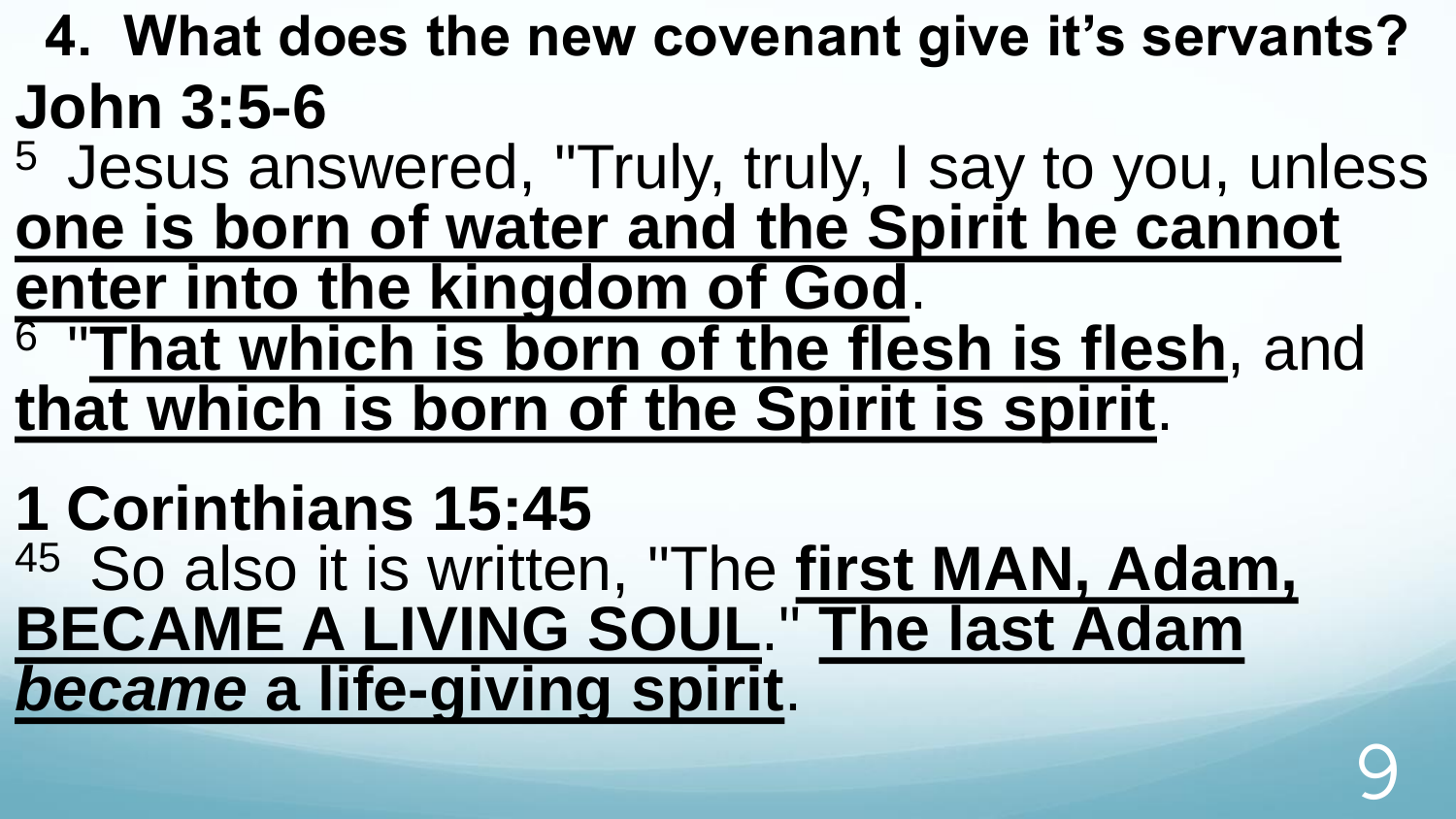## 4. What does the new covenant give it's servants?

**John 3:5-6**

[5] Jesus answered, "Truly, truly, I say to you, unless **one is born of water and the Spirit he cannot enter into the kingdom of God**.

[6] "**That which is born of the flesh is flesh**, and **that which is born of the Spirit is spirit**.

**1 Corinthians 15:45**

[45] So also it is written, "The **first MAN, Adam, BECAME A LIVING SOUL**." **The last Adam *became* a life-giving spirit**.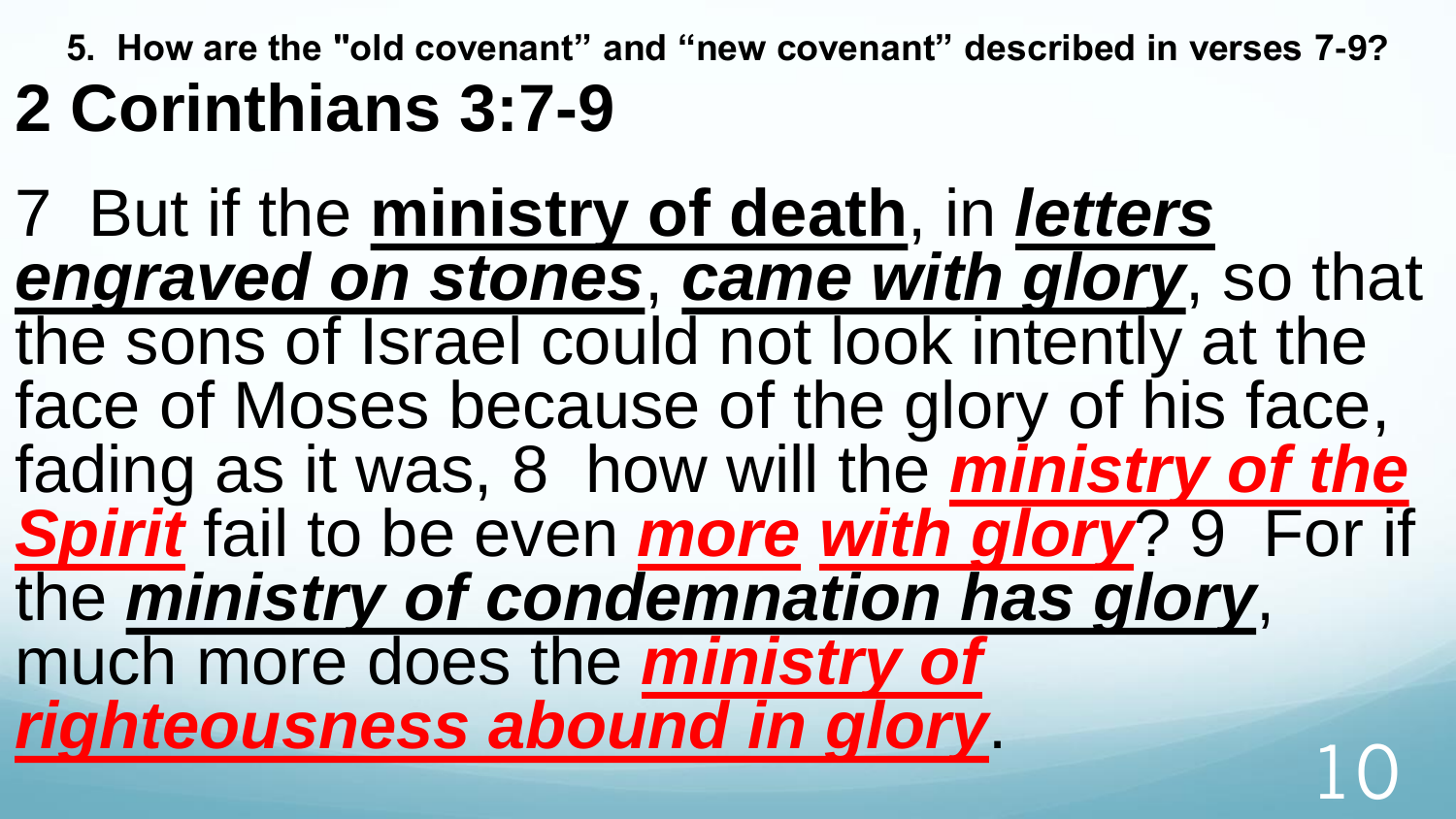**5. How are the "old covenant" and "new covenant" described in verses 7-9?**

# 2 Corinthians 3:7-9

7 But if the **ministry of death**, in ***letters engraved on stones***, ***came with glory***, so that the sons of Israel could not look intently at the face of Moses because of the glory of his face, fading as it was, 8 how will the ***ministry of the Spirit*** fail to be even ***more with glory***? 9 For if the ***ministry of condemnation has glory***, much more does the ***ministry of righteousness abound in glory***.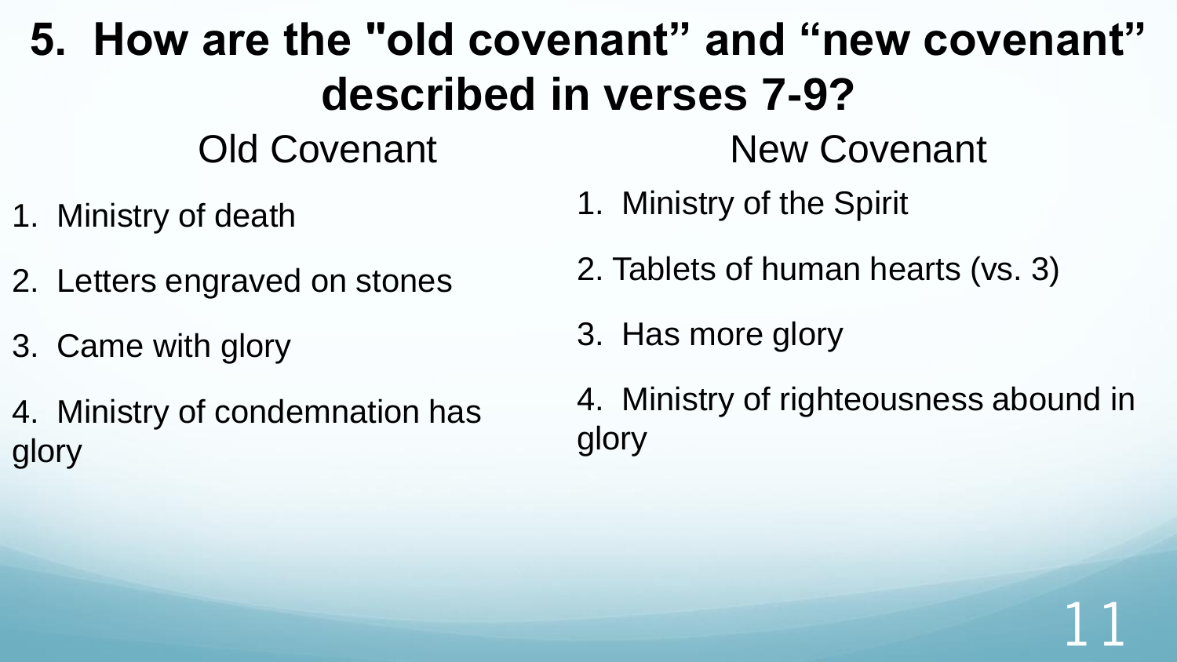# 5. How are the "old covenant" and "new covenant" described in verses 7-9?

| Old Covenant | New Covenant |
| --- | --- |
| 1. Ministry of death | 1. Ministry of the Spirit |
| 2. Letters engraved on stones | 2. Tablets of human hearts (vs. 3) |
| 3. Came with glory | 3. Has more glory |
| 4. Ministry of condemnation has glory | 4. Ministry of righteousness abound in glory |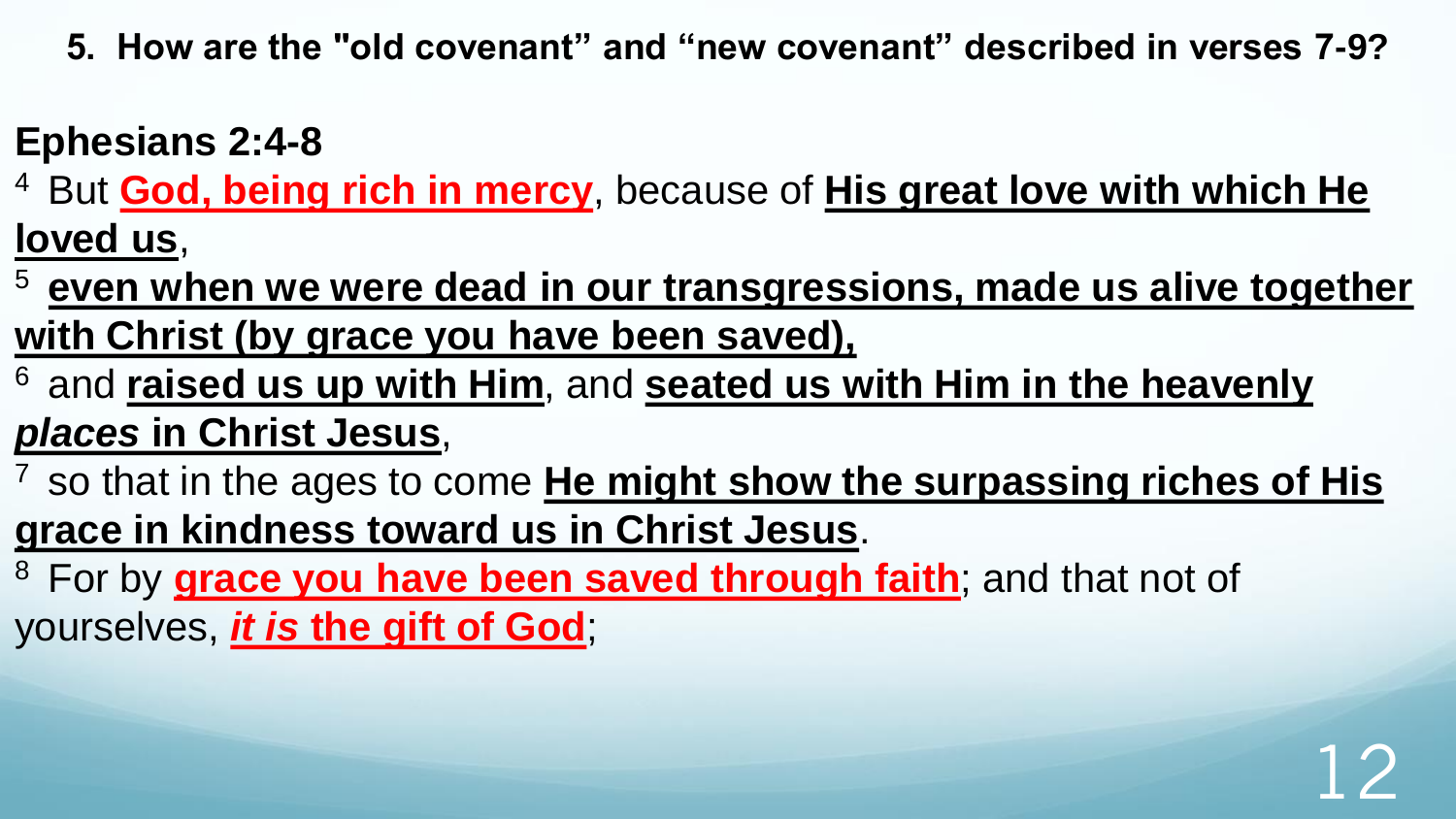**5. How are the "old covenant" and "new covenant" described in verses 7-9?**

**Ephesians 2:4-8**

[4] But **God, being rich in mercy**, because of **His great love with which He loved us**,

[5] **even when we were dead in our transgressions, made us alive together with Christ (by grace you have been saved),**

[6] and **raised us up with Him**, and **seated us with Him in the heavenly *places* in Christ Jesus**,

[7] so that in the ages to come **He might show the surpassing riches of His grace in kindness toward us in Christ Jesus**.

[8] For by **grace you have been saved through faith**; and that not of yourselves, ***it is* the gift of God**;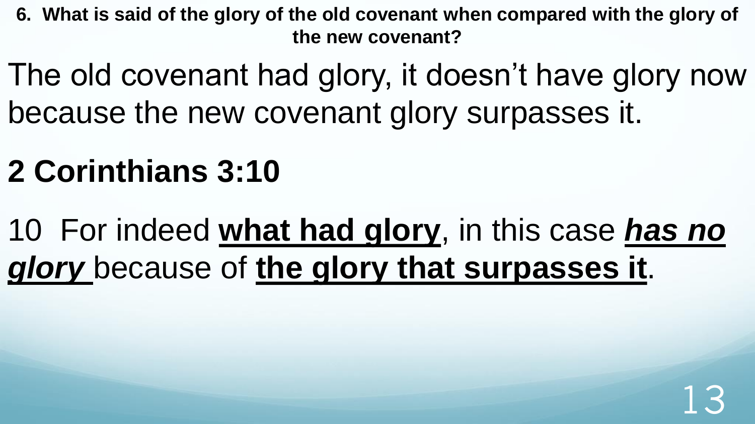**6. What is said of the glory of the old covenant when compared with the glory of the new covenant?**

The old covenant had glory, it doesn't have glory now because the new covenant glory surpasses it.

## 2 Corinthians 3:10

10 For indeed **what had glory**, in this case ***has no glory*** because of **the glory that surpasses it**.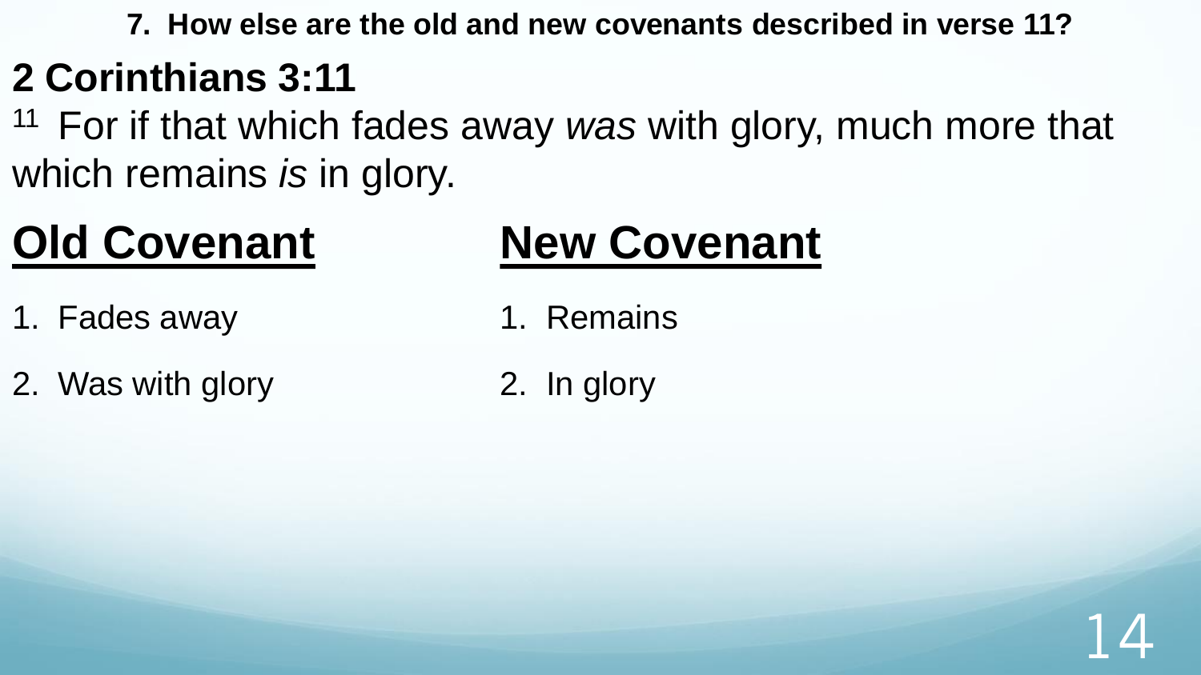**7. How else are the old and new covenants described in verse 11?**

## 2 Corinthians 3:11

[11] For if that which fades away *was* with glory, much more that which remains *is* in glory.

| **Old Covenant** | **New Covenant** |
| --- | --- |
| 1. Fades away | 1. Remains |
| 2. Was with glory | 2. In glory |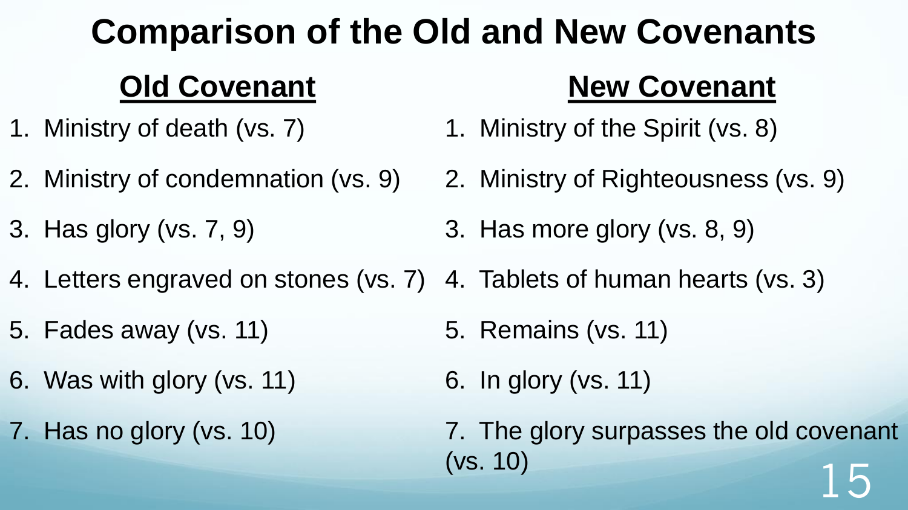# Comparison of the Old and New Covenants

| Old Covenant | New Covenant |
| --- | --- |
| 1. Ministry of death (vs. 7) | 1. Ministry of the Spirit (vs. 8) |
| 2. Ministry of condemnation (vs. 9) | 2. Ministry of Righteousness (vs. 9) |
| 3. Has glory (vs. 7, 9) | 3. Has more glory (vs. 8, 9) |
| 4. Letters engraved on stones (vs. 7) | 4. Tablets of human hearts (vs. 3) |
| 5. Fades away (vs. 11) | 5. Remains (vs. 11) |
| 6. Was with glory (vs. 11) | 6. In glory (vs. 11) |
| 7. Has no glory (vs. 10) | 7. The glory surpasses the old covenant (vs. 10) |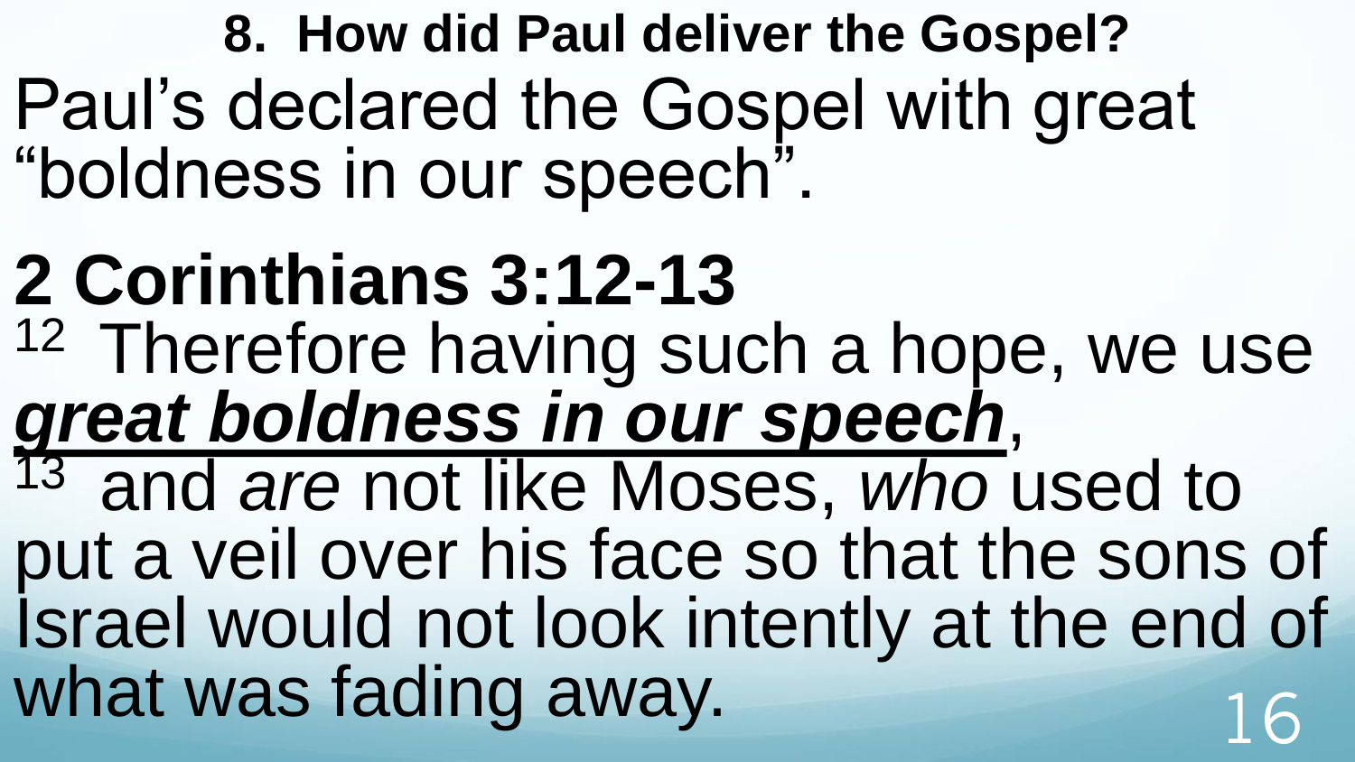## 8. How did Paul deliver the Gospel?

Paul's declared the Gospel with great "boldness in our speech".

# 2 Corinthians 3:12-13

[12] Therefore having such a hope, we use ***great boldness in our speech***,

[13] and *are* not like Moses, *who* used to put a veil over his face so that the sons of Israel would not look intently at the end of what was fading away.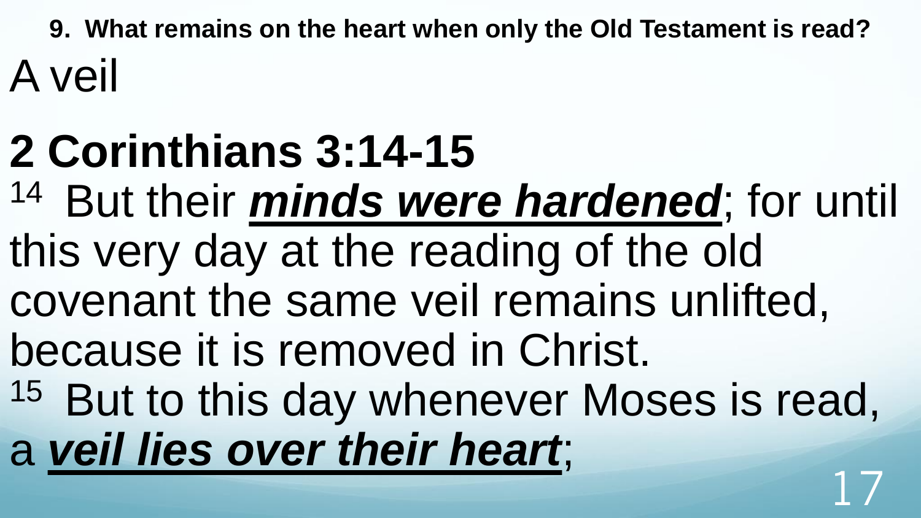**9. What remains on the heart when only the Old Testament is read?**

A veil

# 2 Corinthians 3:14-15

[14] But their ***minds were hardened***; for until this very day at the reading of the old covenant the same veil remains unlifted, because it is removed in Christ.

[15] But to this day whenever Moses is read, a ***veil lies over their heart***;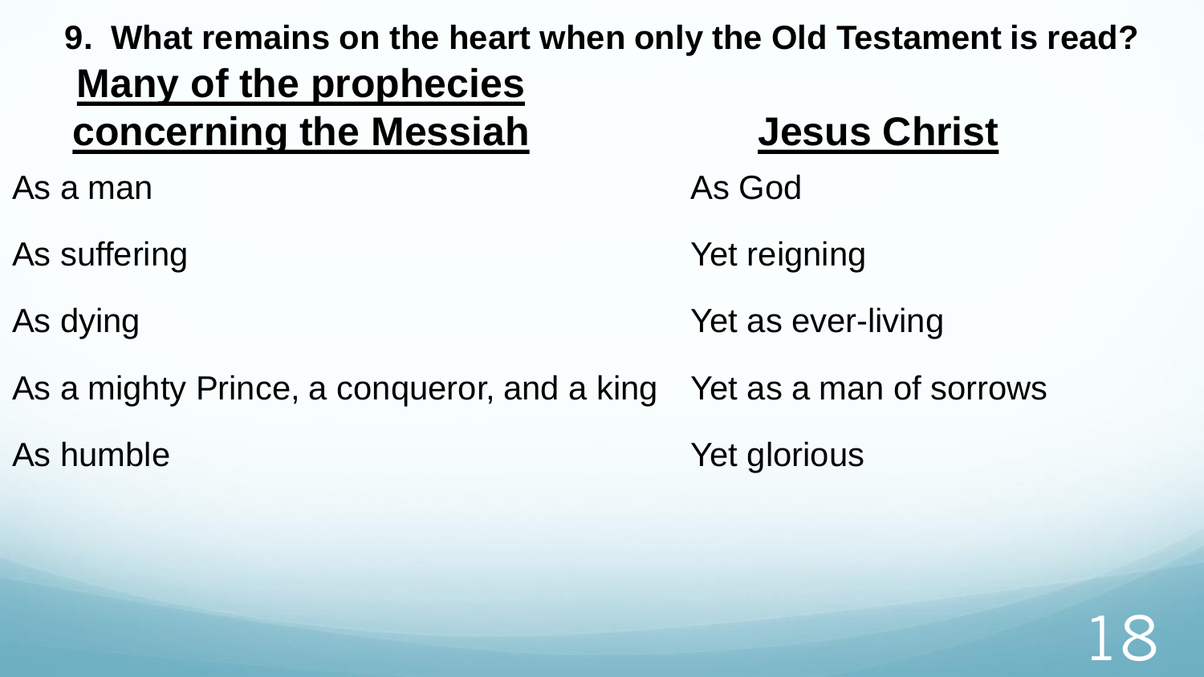## 9. What remains on the heart when only the Old Testament is read?

| Many of the prophecies concerning the Messiah | Jesus Christ |
| --- | --- |
| As a man | As God |
| As suffering | Yet reigning |
| As dying | Yet as ever-living |
| As a mighty Prince, a conqueror, and a king | Yet as a man of sorrows |
| As humble | Yet glorious |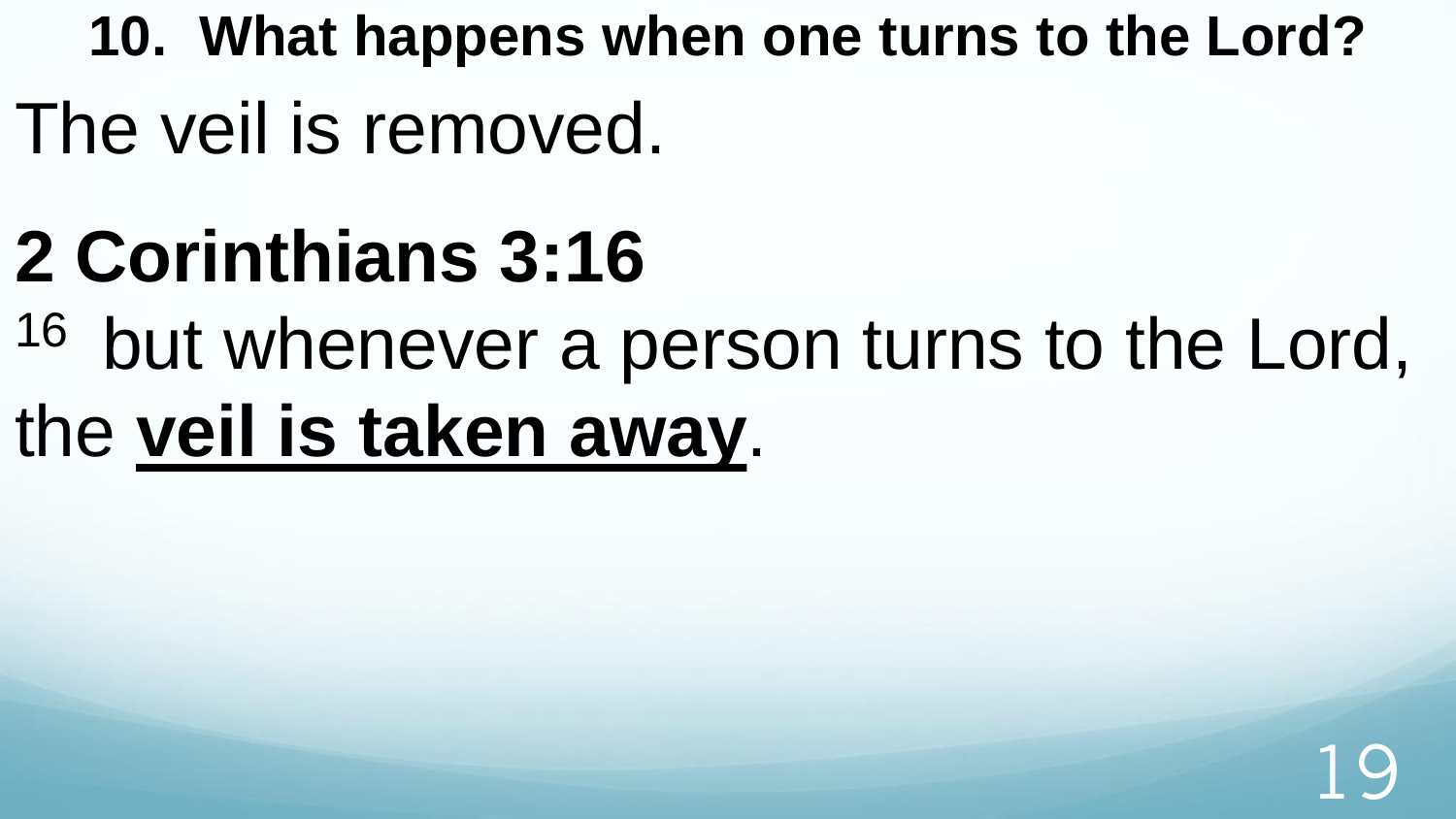**10. What happens when one turns to the Lord?**

The veil is removed.

# 2 Corinthians 3:16

16 but whenever a person turns to the Lord, the **<u>veil is taken away</u>**.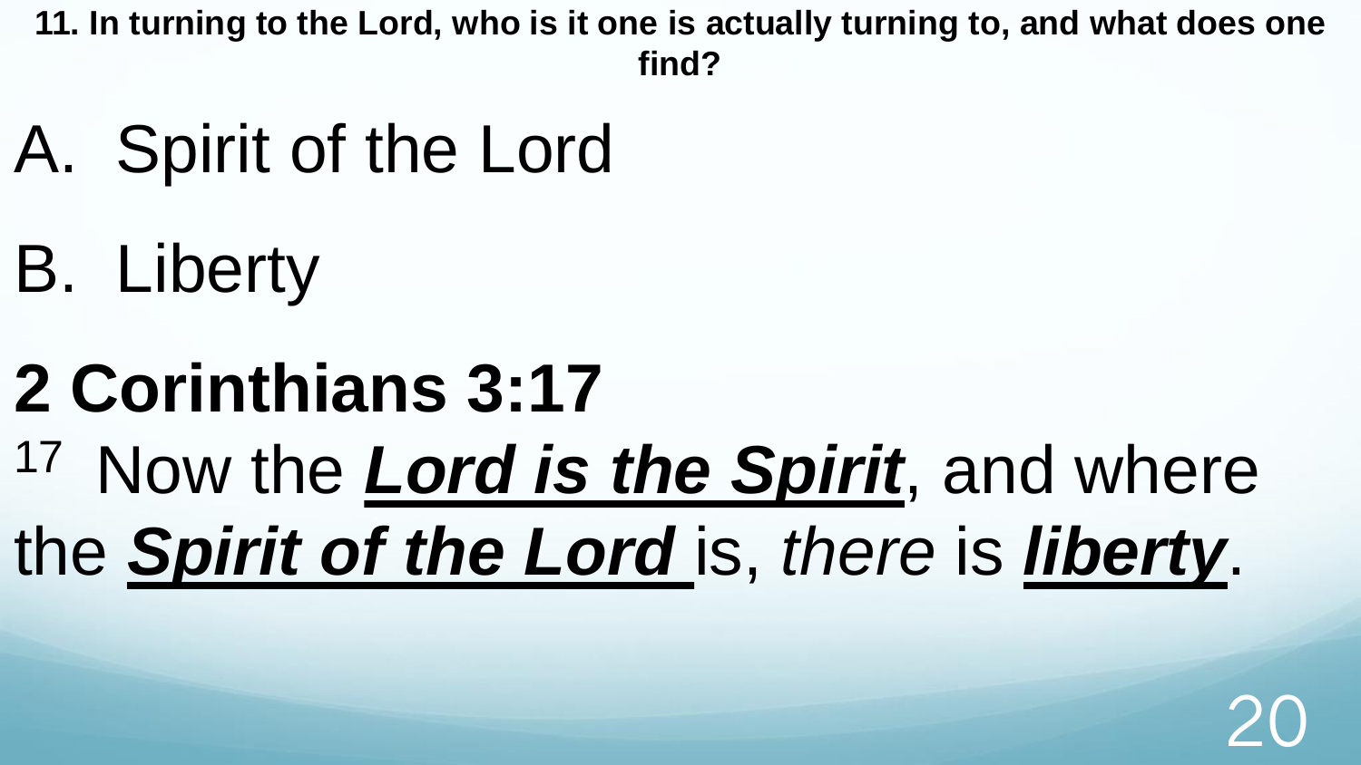**11. In turning to the Lord, who is it one is actually turning to, and what does one find?**

A. Spirit of the Lord

B. Liberty

## 2 Corinthians 3:17

[17] Now the ***Lord is the Spirit***, and where the ***Spirit of the Lord*** is, *there* is ***liberty***.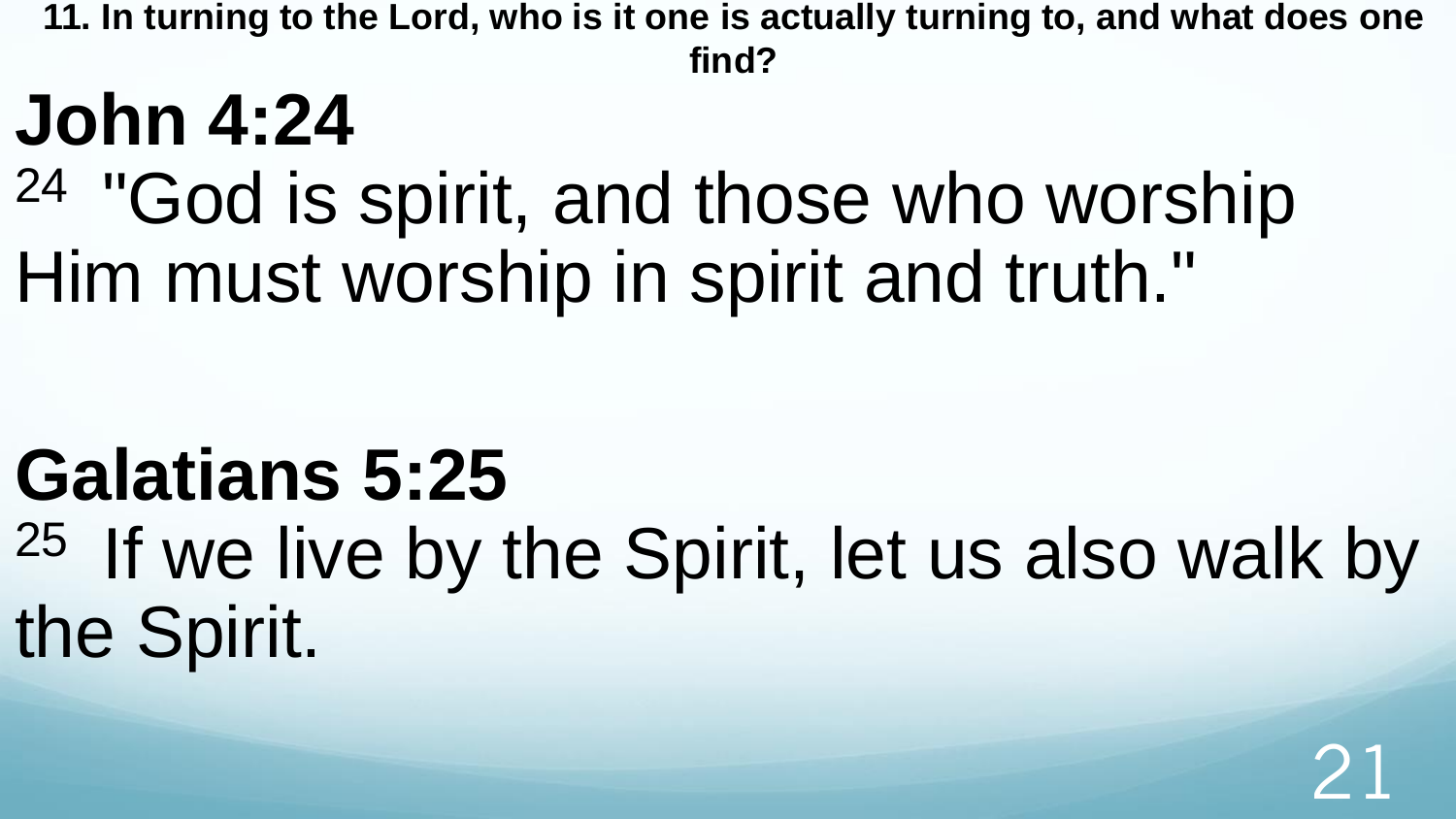**11. In turning to the Lord, who is it one is actually turning to, and what does one find?**

# John 4:24

[24] "God is spirit, and those who worship Him must worship in spirit and truth."

# Galatians 5:25

[25] If we live by the Spirit, let us also walk by the Spirit.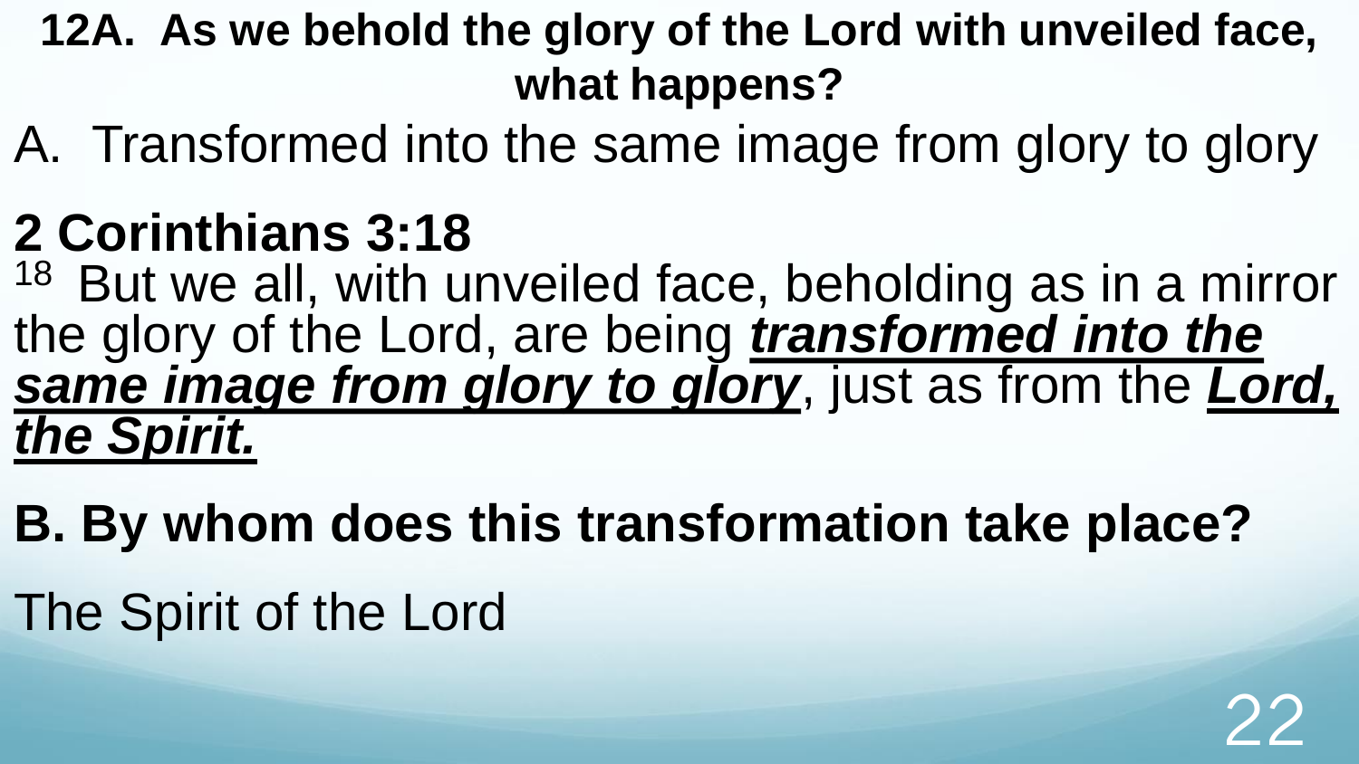**12A. As we behold the glory of the Lord with unveiled face, what happens?**

A. Transformed into the same image from glory to glory

## 2 Corinthians 3:18

[18] But we all, with unveiled face, beholding as in a mirror the glory of the Lord, are being ***transformed into the same image from glory to glory***, just as from the ***Lord, the Spirit.***

**B. By whom does this transformation take place?**

The Spirit of the Lord